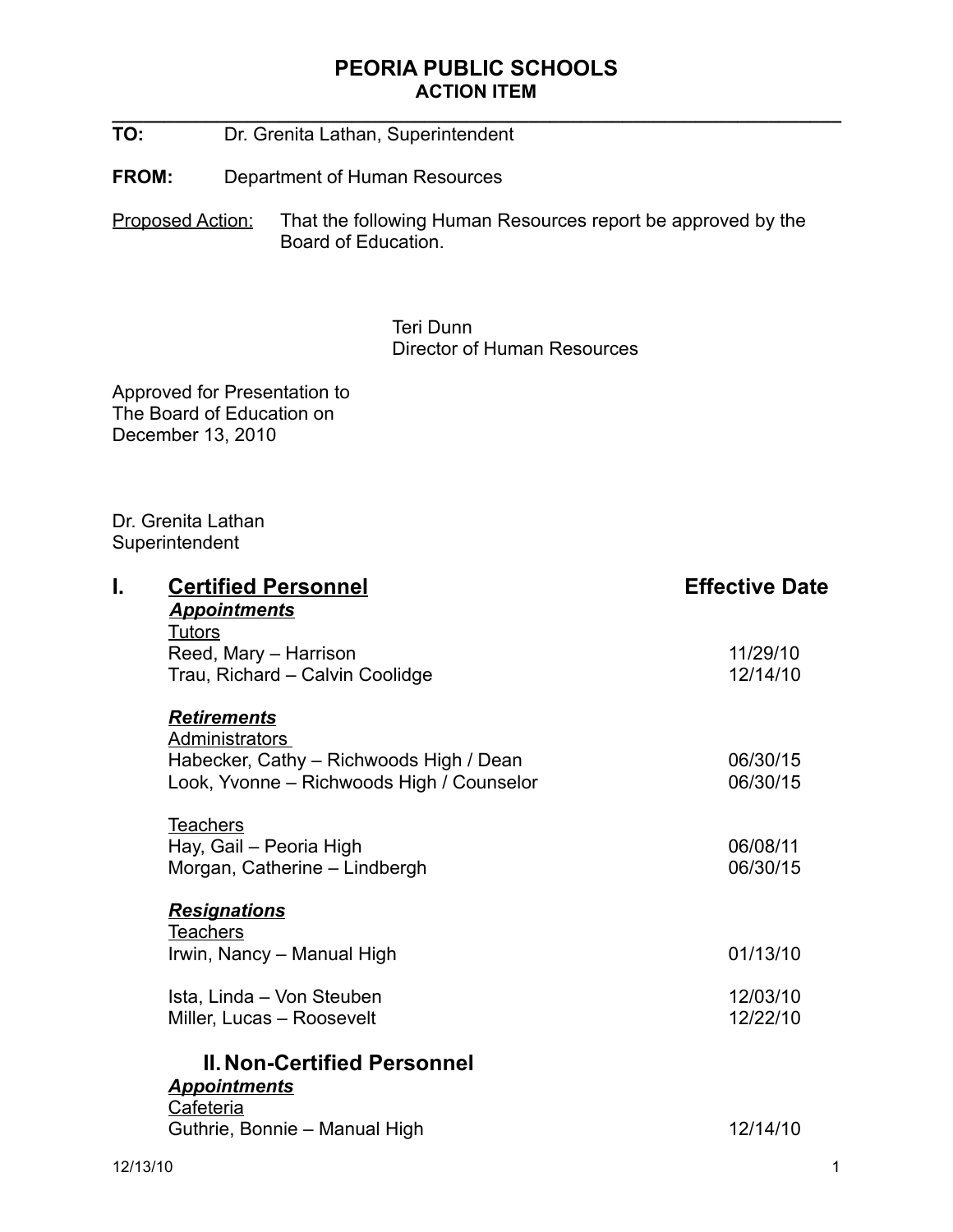# PEORIA PUBLIC SCHOOLS
## ACTION ITEM

**TO:** Dr. Grenita Lathan, Superintendent

**FROM:** Department of Human Resources

Proposed Action: That the following Human Resources report be approved by the Board of Education.

Teri Dunn
Director of Human Resources

Approved for Presentation to
The Board of Education on
December 13, 2010

Dr. Grenita Lathan
Superintendent

## I. Certified Personnel

| | Effective Date |
|---|---|
| ***Appointments*** | |
| Tutors | |
| Reed, Mary – Harrison | 11/29/10 |
| Trau, Richard – Calvin Coolidge | 12/14/10 |
| ***Retirements*** | |
| Administrators | |
| Habecker, Cathy – Richwoods High / Dean | 06/30/15 |
| Look, Yvonne – Richwoods High / Counselor | 06/30/15 |
| Teachers | |
| Hay, Gail – Peoria High | 06/08/11 |
| Morgan, Catherine – Lindbergh | 06/30/15 |
| ***Resignations*** | |
| Teachers | |
| Irwin, Nancy – Manual High | 01/13/10 |
| Ista, Linda – Von Steuben | 12/03/10 |
| Miller, Lucas – Roosevelt | 12/22/10 |

## II. Non-Certified Personnel

| | |
|---|---|
| ***Appointments*** | |
| Cafeteria | |
| Guthrie, Bonnie – Manual High | 12/14/10 |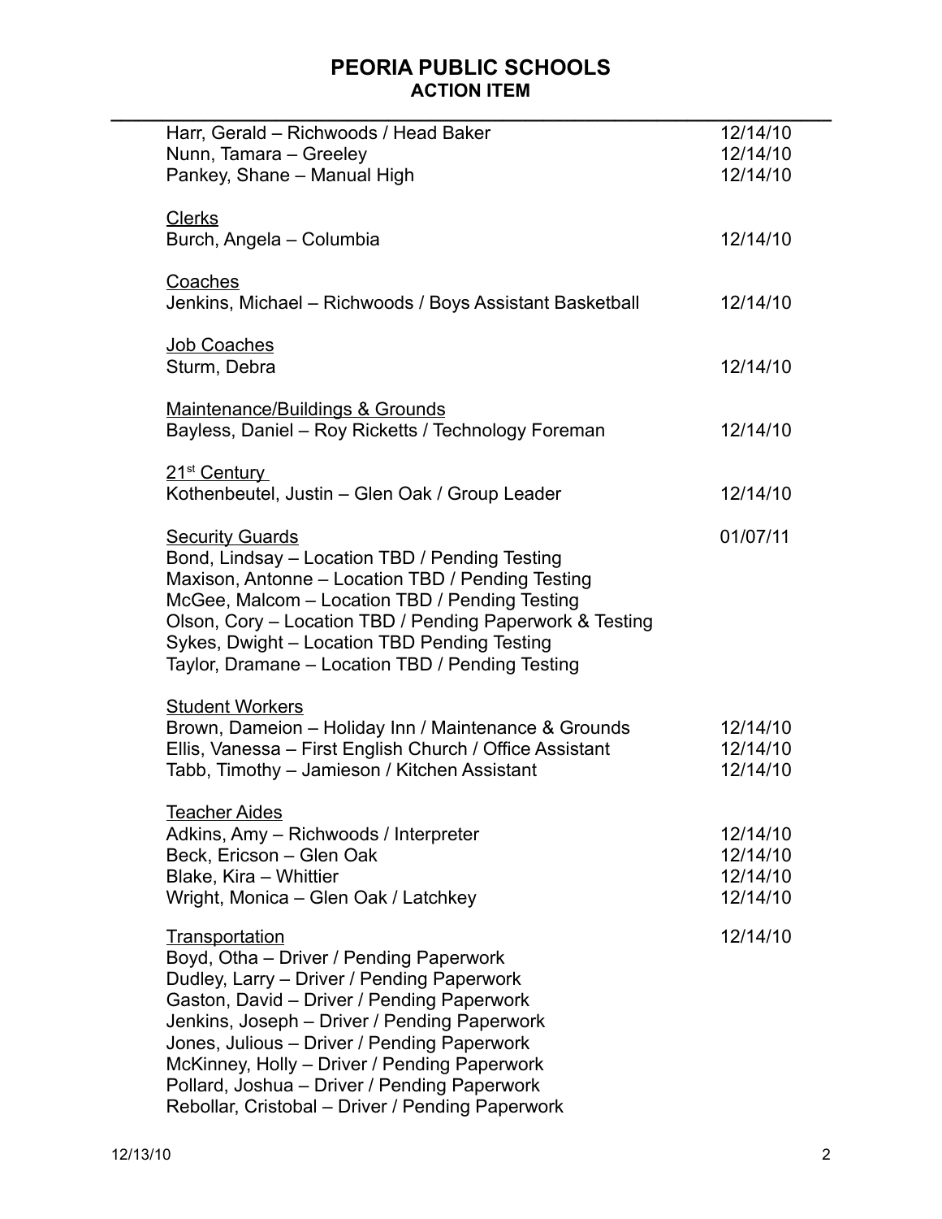# PEORIA PUBLIC SCHOOLS
## ACTION ITEM

| | |
|---|---|
| Harr, Gerald – Richwoods / Head Baker | 12/14/10 |
| Nunn, Tamara – Greeley | 12/14/10 |
| Pankey, Shane – Manual High | 12/14/10 |
| <u>Clerks</u> | |
| Burch, Angela – Columbia | 12/14/10 |
| <u>Coaches</u> | |
| Jenkins, Michael – Richwoods / Boys Assistant Basketball | 12/14/10 |
| <u>Job Coaches</u> | |
| Sturm, Debra | 12/14/10 |
| <u>Maintenance/Buildings & Grounds</u> | |
| Bayless, Daniel – Roy Ricketts / Technology Foreman | 12/14/10 |
| <u>21st Century</u> | |
| Kothenbeutel, Justin – Glen Oak / Group Leader | 12/14/10 |
| <u>Security Guards</u> | 01/07/11 |
| Bond, Lindsay – Location TBD / Pending Testing | |
| Maxison, Antonne – Location TBD / Pending Testing | |
| McGee, Malcom – Location TBD / Pending Testing | |
| Olson, Cory – Location TBD / Pending Paperwork & Testing | |
| Sykes, Dwight – Location TBD Pending Testing | |
| Taylor, Dramane – Location TBD / Pending Testing | |
| <u>Student Workers</u> | |
| Brown, Dameion – Holiday Inn / Maintenance & Grounds | 12/14/10 |
| Ellis, Vanessa – First English Church / Office Assistant | 12/14/10 |
| Tabb, Timothy – Jamieson / Kitchen Assistant | 12/14/10 |
| <u>Teacher Aides</u> | |
| Adkins, Amy – Richwoods / Interpreter | 12/14/10 |
| Beck, Ericson – Glen Oak | 12/14/10 |
| Blake, Kira – Whittier | 12/14/10 |
| Wright, Monica – Glen Oak / Latchkey | 12/14/10 |
| <u>Transportation</u> | 12/14/10 |
| Boyd, Otha – Driver / Pending Paperwork | |
| Dudley, Larry – Driver / Pending Paperwork | |
| Gaston, David – Driver / Pending Paperwork | |
| Jenkins, Joseph – Driver / Pending Paperwork | |
| Jones, Julious – Driver / Pending Paperwork | |
| McKinney, Holly – Driver / Pending Paperwork | |
| Pollard, Joshua – Driver / Pending Paperwork | |
| Rebollar, Cristobal – Driver / Pending Paperwork | |

12/13/10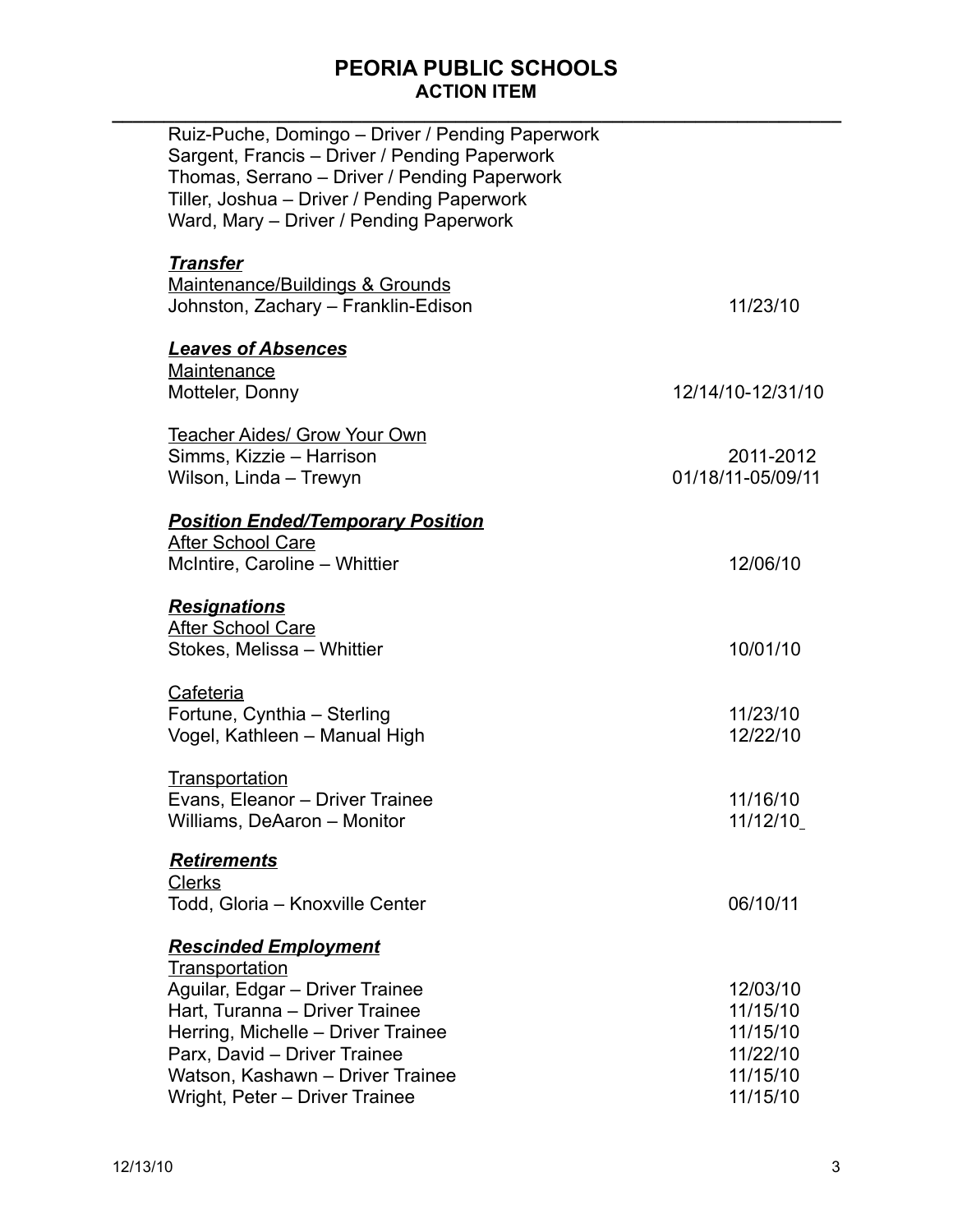# PEORIA PUBLIC SCHOOLS
## ACTION ITEM

Ruiz-Puche, Domingo – Driver / Pending Paperwork
Sargent, Francis – Driver / Pending Paperwork
Thomas, Serrano – Driver / Pending Paperwork
Tiller, Joshua – Driver / Pending Paperwork
Ward, Mary – Driver / Pending Paperwork

***Transfer***

Maintenance/Buildings & Grounds

| | |
|---|---|
| Johnston, Zachary – Franklin-Edison | 11/23/10 |

***Leaves of Absences***

Maintenance

| | |
|---|---|
| Motteler, Donny | 12/14/10-12/31/10 |

Teacher Aides/ Grow Your Own

| | |
|---|---|
| Simms, Kizzie – Harrison | 2011-2012 |
| Wilson, Linda – Trewyn | 01/18/11-05/09/11 |

***Position Ended/Temporary Position***

After School Care

| | |
|---|---|
| McIntire, Caroline – Whittier | 12/06/10 |

***Resignations***

After School Care

| | |
|---|---|
| Stokes, Melissa – Whittier | 10/01/10 |

Cafeteria

| | |
|---|---|
| Fortune, Cynthia – Sterling | 11/23/10 |
| Vogel, Kathleen – Manual High | 12/22/10 |

Transportation

| | |
|---|---|
| Evans, Eleanor – Driver Trainee | 11/16/10 |
| Williams, DeAaron – Monitor | 11/12/10 |

***Retirements***

Clerks

| | |
|---|---|
| Todd, Gloria – Knoxville Center | 06/10/11 |

***Rescinded Employment***

Transportation

| | |
|---|---|
| Aguilar, Edgar – Driver Trainee | 12/03/10 |
| Hart, Turanna – Driver Trainee | 11/15/10 |
| Herring, Michelle – Driver Trainee | 11/15/10 |
| Parx, David – Driver Trainee | 11/22/10 |
| Watson, Kashawn – Driver Trainee | 11/15/10 |
| Wright, Peter – Driver Trainee | 11/15/10 |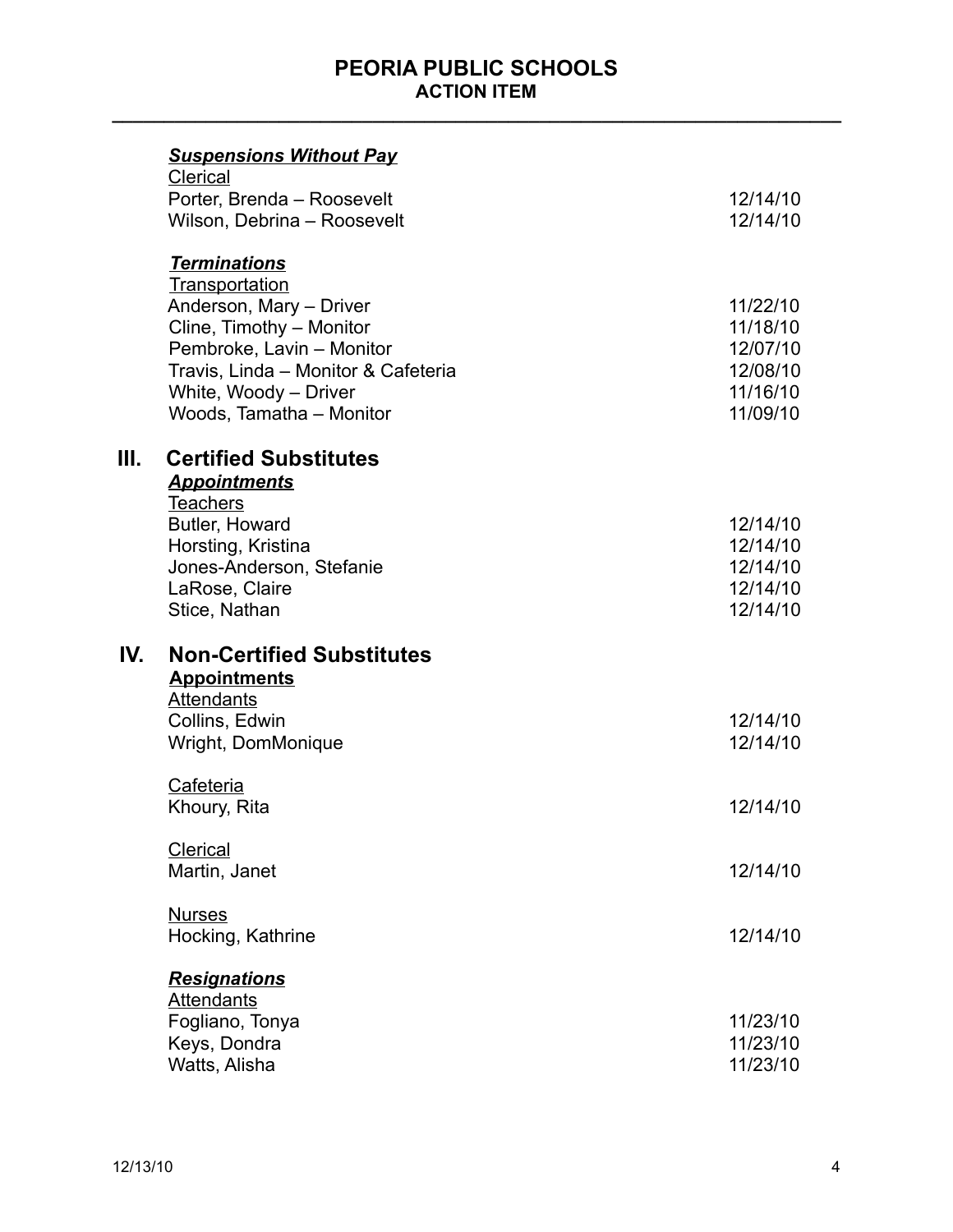***Suspensions Without Pay***

Clerical

| | |
|---|---|
| Porter, Brenda – Roosevelt | 12/14/10 |
| Wilson, Debrina – Roosevelt | 12/14/10 |

***Terminations***

Transportation

| | |
|---|---|
| Anderson, Mary – Driver | 11/22/10 |
| Cline, Timothy – Monitor | 11/18/10 |
| Pembroke, Lavin – Monitor | 12/07/10 |
| Travis, Linda – Monitor & Cafeteria | 12/08/10 |
| White, Woody – Driver | 11/16/10 |
| Woods, Tamatha – Monitor | 11/09/10 |

## III. Certified Substitutes

***Appointments***

Teachers

| | |
|---|---|
| Butler, Howard | 12/14/10 |
| Horsting, Kristina | 12/14/10 |
| Jones-Anderson, Stefanie | 12/14/10 |
| LaRose, Claire | 12/14/10 |
| Stice, Nathan | 12/14/10 |

## IV. Non-Certified Substitutes

**Appointments**

Attendants

| | |
|---|---|
| Collins, Edwin | 12/14/10 |
| Wright, DomMonique | 12/14/10 |

Cafeteria

| | |
|---|---|
| Khoury, Rita | 12/14/10 |

Clerical

| | |
|---|---|
| Martin, Janet | 12/14/10 |

Nurses

| | |
|---|---|
| Hocking, Kathrine | 12/14/10 |

***Resignations***

Attendants

| | |
|---|---|
| Fogliano, Tonya | 11/23/10 |
| Keys, Dondra | 11/23/10 |
| Watts, Alisha | 11/23/10 |